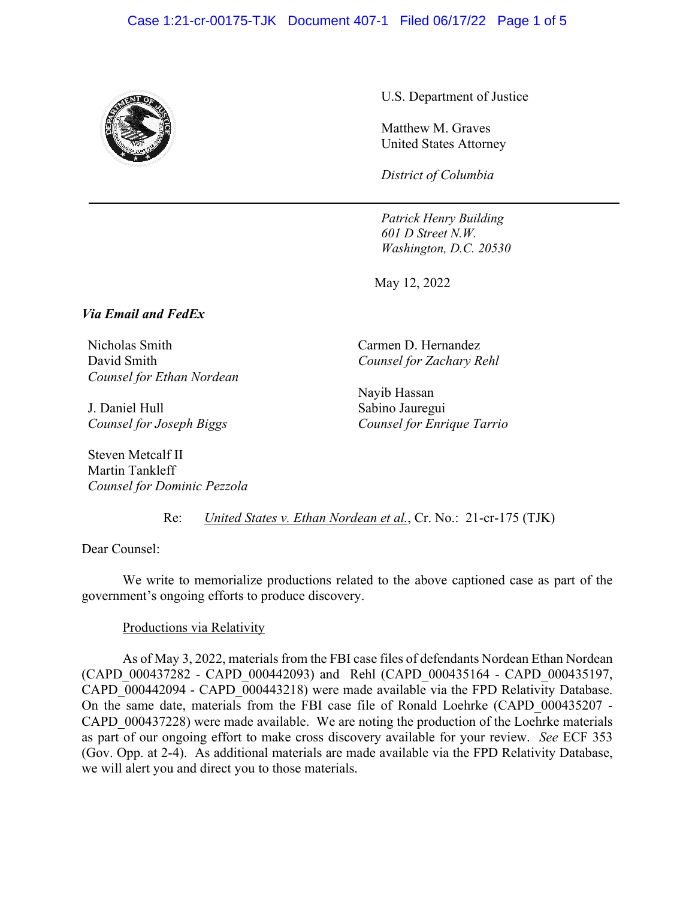U.S. Department of Justice

Matthew M. Graves
United States Attorney

*District of Columbia*

---

*Patrick Henry Building*
*601 D Street N.W.*
*Washington, D.C. 20530*

May 12, 2022

***Via Email and FedEx***

Nicholas Smith
David Smith
*Counsel for Ethan Nordean*

J. Daniel Hull
*Counsel for Joseph Biggs*

Steven Metcalf II
Martin Tankleff
*Counsel for Dominic Pezzola*

Carmen D. Hernandez
*Counsel for Zachary Rehl*

Nayib Hassan
Sabino Jauregui
*Counsel for Enrique Tarrio*

Re: <u>United States v. Ethan Nordean et al.</u>, Cr. No.: 21-cr-175 (TJK)

Dear Counsel:

We write to memorialize productions related to the above captioned case as part of the government's ongoing efforts to produce discovery.

<u>Productions via Relativity</u>

As of May 3, 2022, materials from the FBI case files of defendants Nordean Ethan Nordean (CAPD_000437282 - CAPD_000442093) and Rehl (CAPD_000435164 - CAPD_000435197, CAPD_000442094 - CAPD_000443218) were made available via the FPD Relativity Database. On the same date, materials from the FBI case file of Ronald Loehrke (CAPD_000435207 - CAPD_000437228) were made available. We are noting the production of the Loehrke materials as part of our ongoing effort to make cross discovery available for your review. *See* ECF 353 (Gov. Opp. at 2-4). As additional materials are made available via the FPD Relativity Database, we will alert you and direct you to those materials.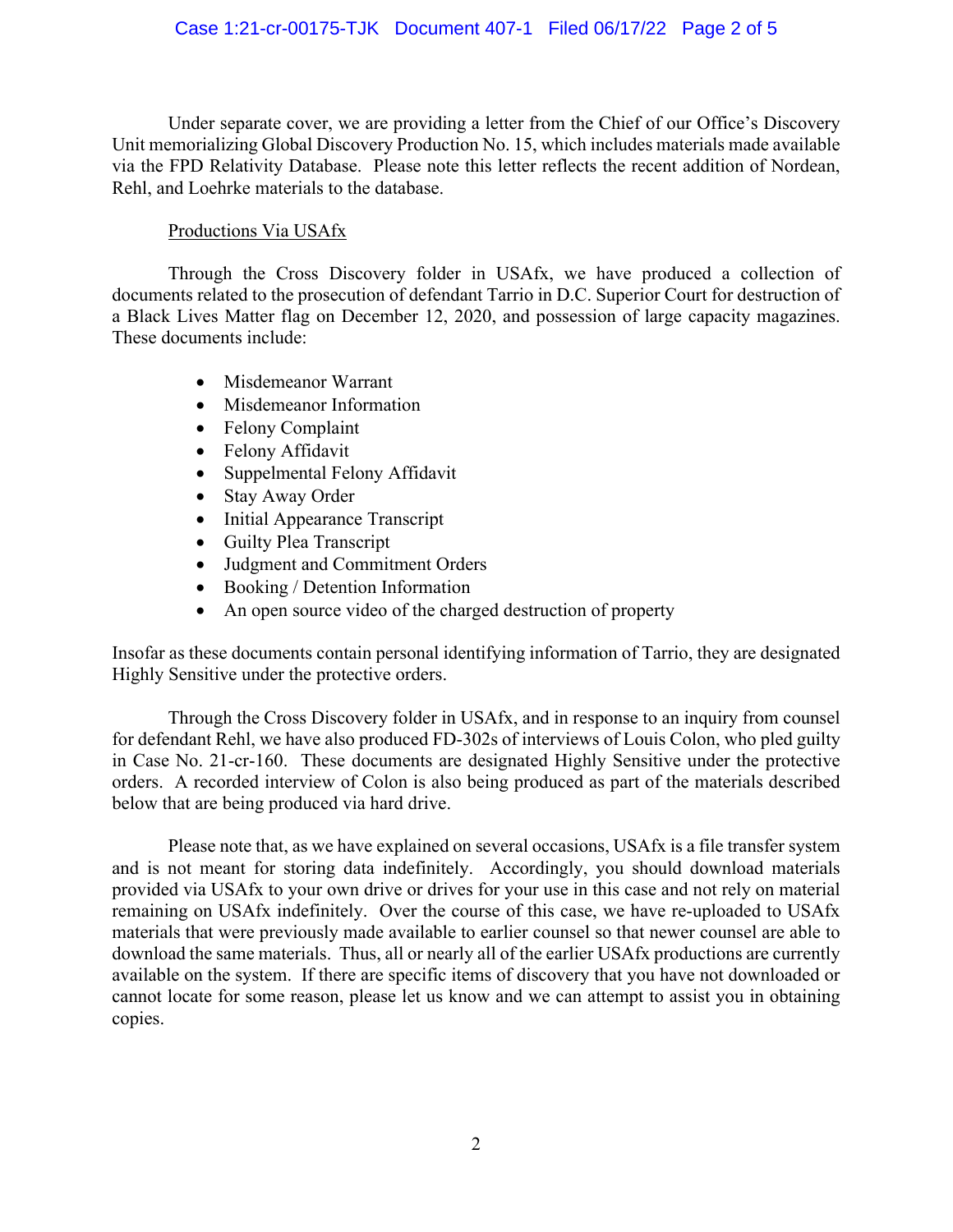Under separate cover, we are providing a letter from the Chief of our Office's Discovery Unit memorializing Global Discovery Production No. 15, which includes materials made available via the FPD Relativity Database. Please note this letter reflects the recent addition of Nordean, Rehl, and Loehrke materials to the database.

<u>Productions Via USAfx</u>

Through the Cross Discovery folder in USAfx, we have produced a collection of documents related to the prosecution of defendant Tarrio in D.C. Superior Court for destruction of a Black Lives Matter flag on December 12, 2020, and possession of large capacity magazines. These documents include:

- Misdemeanor Warrant
- Misdemeanor Information
- Felony Complaint
- Felony Affidavit
- Suppelmental Felony Affidavit
- Stay Away Order
- Initial Appearance Transcript
- Guilty Plea Transcript
- Judgment and Commitment Orders
- Booking / Detention Information
- An open source video of the charged destruction of property

Insofar as these documents contain personal identifying information of Tarrio, they are designated Highly Sensitive under the protective orders.

Through the Cross Discovery folder in USAfx, and in response to an inquiry from counsel for defendant Rehl, we have also produced FD-302s of interviews of Louis Colon, who pled guilty in Case No. 21-cr-160. These documents are designated Highly Sensitive under the protective orders. A recorded interview of Colon is also being produced as part of the materials described below that are being produced via hard drive.

Please note that, as we have explained on several occasions, USAfx is a file transfer system and is not meant for storing data indefinitely. Accordingly, you should download materials provided via USAfx to your own drive or drives for your use in this case and not rely on material remaining on USAfx indefinitely. Over the course of this case, we have re-uploaded to USAfx materials that were previously made available to earlier counsel so that newer counsel are able to download the same materials. Thus, all or nearly all of the earlier USAfx productions are currently available on the system. If there are specific items of discovery that you have not downloaded or cannot locate for some reason, please let us know and we can attempt to assist you in obtaining copies.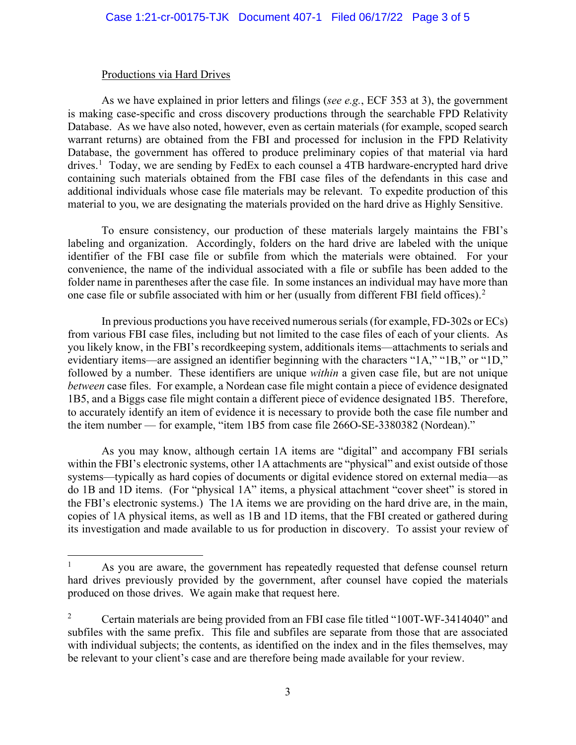Productions via Hard Drives

As we have explained in prior letters and filings (*see e.g.*, ECF 353 at 3), the government is making case-specific and cross discovery productions through the searchable FPD Relativity Database. As we have also noted, however, even as certain materials (for example, scoped search warrant returns) are obtained from the FBI and processed for inclusion in the FPD Relativity Database, the government has offered to produce preliminary copies of that material via hard drives.[1] Today, we are sending by FedEx to each counsel a 4TB hardware-encrypted hard drive containing such materials obtained from the FBI case files of the defendants in this case and additional individuals whose case file materials may be relevant. To expedite production of this material to you, we are designating the materials provided on the hard drive as Highly Sensitive.

To ensure consistency, our production of these materials largely maintains the FBI's labeling and organization. Accordingly, folders on the hard drive are labeled with the unique identifier of the FBI case file or subfile from which the materials were obtained. For your convenience, the name of the individual associated with a file or subfile has been added to the folder name in parentheses after the case file. In some instances an individual may have more than one case file or subfile associated with him or her (usually from different FBI field offices).[2]

In previous productions you have received numerous serials (for example, FD-302s or ECs) from various FBI case files, including but not limited to the case files of each of your clients. As you likely know, in the FBI's recordkeeping system, additionals items—attachments to serials and evidentiary items—are assigned an identifier beginning with the characters "1A," "1B," or "1D," followed by a number. These identifiers are unique *within* a given case file, but are not unique *between* case files. For example, a Nordean case file might contain a piece of evidence designated 1B5, and a Biggs case file might contain a different piece of evidence designated 1B5. Therefore, to accurately identify an item of evidence it is necessary to provide both the case file number and the item number — for example, "item 1B5 from case file 266O-SE-3380382 (Nordean)."

As you may know, although certain 1A items are "digital" and accompany FBI serials within the FBI's electronic systems, other 1A attachments are "physical" and exist outside of those systems—typically as hard copies of documents or digital evidence stored on external media—as do 1B and 1D items. (For "physical 1A" items, a physical attachment "cover sheet" is stored in the FBI's electronic systems.) The 1A items we are providing on the hard drive are, in the main, copies of 1A physical items, as well as 1B and 1D items, that the FBI created or gathered during its investigation and made available to us for production in discovery. To assist your review of

---

[1] As you are aware, the government has repeatedly requested that defense counsel return hard drives previously provided by the government, after counsel have copied the materials produced on those drives. We again make that request here.

[2] Certain materials are being provided from an FBI case file titled "100T-WF-3414040" and subfiles with the same prefix. This file and subfiles are separate from those that are associated with individual subjects; the contents, as identified on the index and in the files themselves, may be relevant to your client's case and are therefore being made available for your review.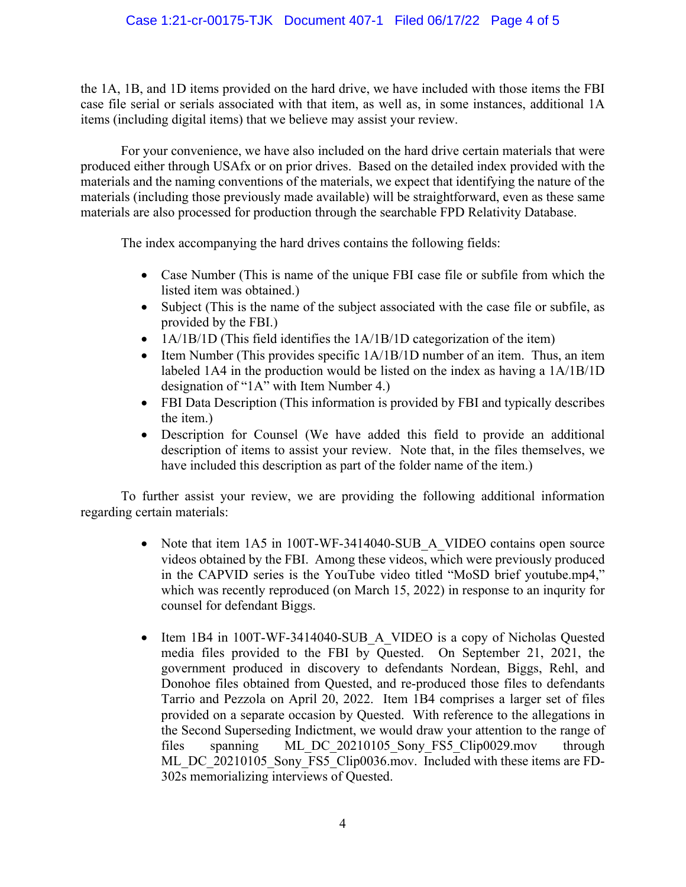the 1A, 1B, and 1D items provided on the hard drive, we have included with those items the FBI case file serial or serials associated with that item, as well as, in some instances, additional 1A items (including digital items) that we believe may assist your review.

For your convenience, we have also included on the hard drive certain materials that were produced either through USAfx or on prior drives. Based on the detailed index provided with the materials and the naming conventions of the materials, we expect that identifying the nature of the materials (including those previously made available) will be straightforward, even as these same materials are also processed for production through the searchable FPD Relativity Database.

The index accompanying the hard drives contains the following fields:

- Case Number (This is name of the unique FBI case file or subfile from which the listed item was obtained.)
- Subject (This is the name of the subject associated with the case file or subfile, as provided by the FBI.)
- 1A/1B/1D (This field identifies the 1A/1B/1D categorization of the item)
- Item Number (This provides specific 1A/1B/1D number of an item. Thus, an item labeled 1A4 in the production would be listed on the index as having a 1A/1B/1D designation of "1A" with Item Number 4.)
- FBI Data Description (This information is provided by FBI and typically describes the item.)
- Description for Counsel (We have added this field to provide an additional description of items to assist your review. Note that, in the files themselves, we have included this description as part of the folder name of the item.)

To further assist your review, we are providing the following additional information regarding certain materials:

- Note that item 1A5 in 100T-WF-3414040-SUB_A_VIDEO contains open source videos obtained by the FBI. Among these videos, which were previously produced in the CAPVID series is the YouTube video titled "MoSD brief youtube.mp4," which was recently reproduced (on March 15, 2022) in response to an inqurity for counsel for defendant Biggs.

- Item 1B4 in 100T-WF-3414040-SUB_A_VIDEO is a copy of Nicholas Quested media files provided to the FBI by Quested. On September 21, 2021, the government produced in discovery to defendants Nordean, Biggs, Rehl, and Donohoe files obtained from Quested, and re-produced those files to defendants Tarrio and Pezzola on April 20, 2022. Item 1B4 comprises a larger set of files provided on a separate occasion by Quested. With reference to the allegations in the Second Superseding Indictment, we would draw your attention to the range of files spanning ML_DC_20210105_Sony_FS5_Clip0029.mov through ML_DC_20210105_Sony_FS5_Clip0036.mov. Included with these items are FD-302s memorializing interviews of Quested.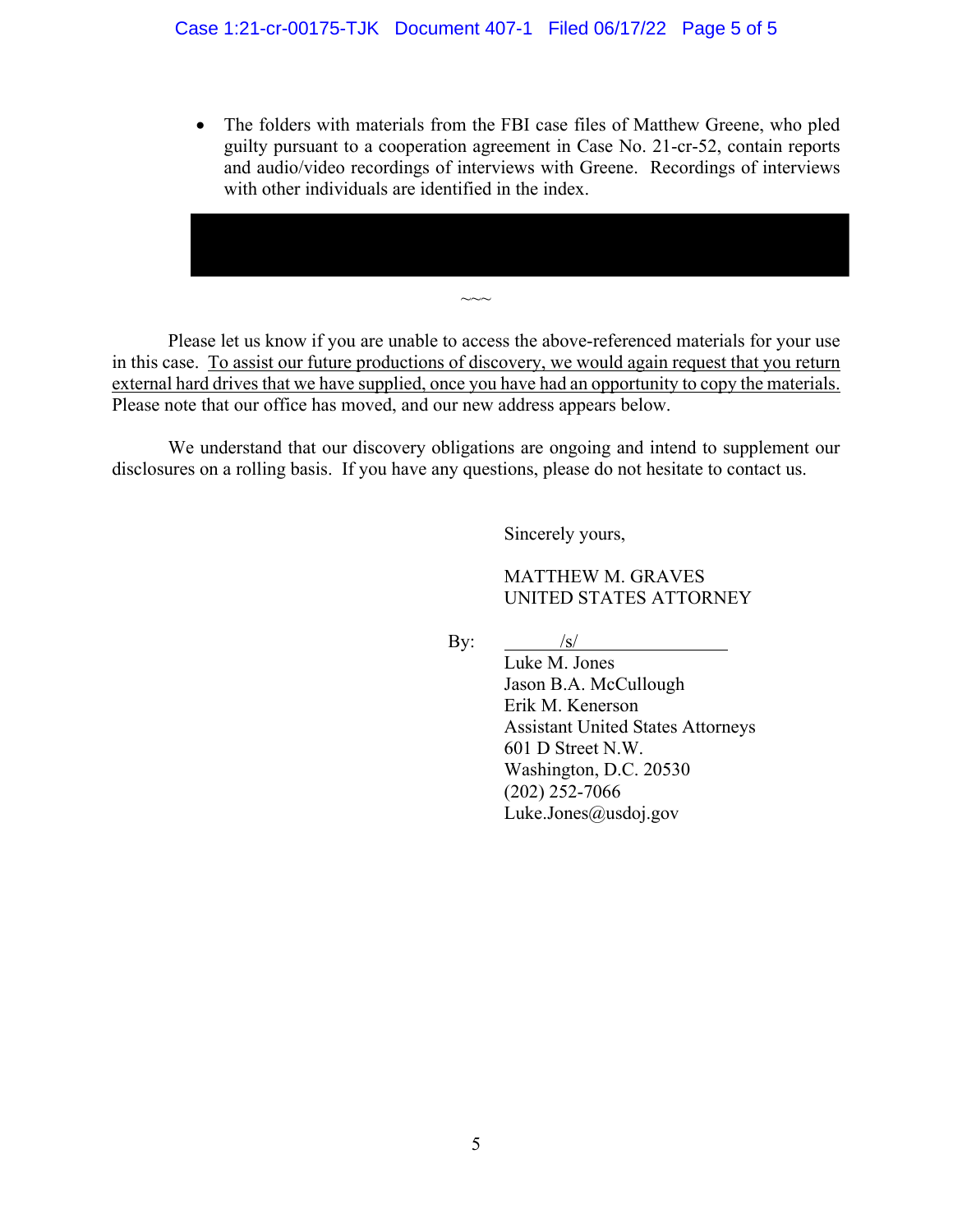- The folders with materials from the FBI case files of Matthew Greene, who pled guilty pursuant to a cooperation agreement in Case No. 21-cr-52, contain reports and audio/video recordings of interviews with Greene. Recordings of interviews with other individuals are identified in the index.

~~~

Please let us know if you are unable to access the above-referenced materials for your use in this case. To assist our future productions of discovery, we would again request that you return external hard drives that we have supplied, once you have had an opportunity to copy the materials. Please note that our office has moved, and our new address appears below.

We understand that our discovery obligations are ongoing and intend to supplement our disclosures on a rolling basis. If you have any questions, please do not hesitate to contact us.

Sincerely yours,

MATTHEW M. GRAVES
UNITED STATES ATTORNEY

By: /s/
Luke M. Jones
Jason B.A. McCullough
Erik M. Kenerson
Assistant United States Attorneys
601 D Street N.W.
Washington, D.C. 20530
(202) 252-7066
Luke.Jones@usdoj.gov